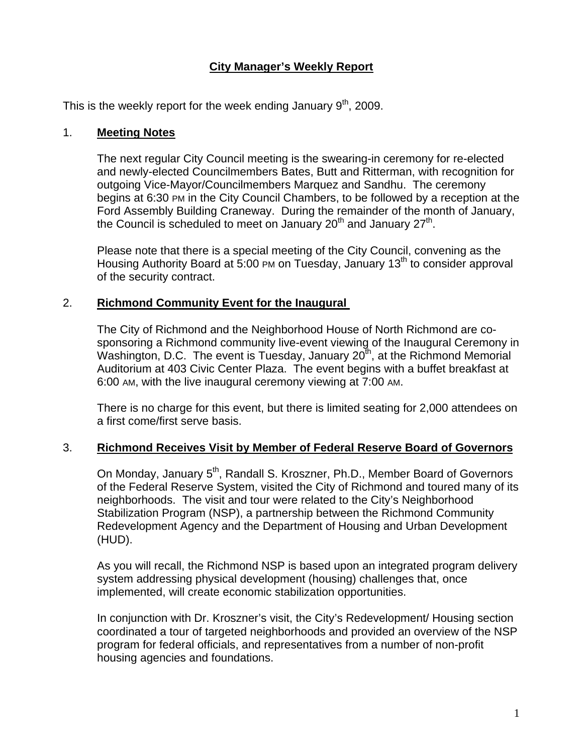# City Manager's Weekly Report

This is the weekly report for the week ending January 9th, 2009.

## 1. Meeting Notes

The next regular City Council meeting is the swearing-in ceremony for re-elected and newly-elected Councilmembers Bates, Butt and Ritterman, with recognition for outgoing Vice-Mayor/Councilmembers Marquez and Sandhu. The ceremony begins at 6:30 PM in the City Council Chambers, to be followed by a reception at the Ford Assembly Building Craneway. During the remainder of the month of January, the Council is scheduled to meet on January 20th and January 27th.

Please note that there is a special meeting of the City Council, convening as the Housing Authority Board at 5:00 PM on Tuesday, January 13th to consider approval of the security contract.

## 2. Richmond Community Event for the Inaugural

The City of Richmond and the Neighborhood House of North Richmond are co-sponsoring a Richmond community live-event viewing of the Inaugural Ceremony in Washington, D.C. The event is Tuesday, January 20th, at the Richmond Memorial Auditorium at 403 Civic Center Plaza. The event begins with a buffet breakfast at 6:00 AM, with the live inaugural ceremony viewing at 7:00 AM.

There is no charge for this event, but there is limited seating for 2,000 attendees on a first come/first serve basis.

## 3. Richmond Receives Visit by Member of Federal Reserve Board of Governors

On Monday, January 5th, Randall S. Kroszner, Ph.D., Member Board of Governors of the Federal Reserve System, visited the City of Richmond and toured many of its neighborhoods. The visit and tour were related to the City's Neighborhood Stabilization Program (NSP), a partnership between the Richmond Community Redevelopment Agency and the Department of Housing and Urban Development (HUD).

As you will recall, the Richmond NSP is based upon an integrated program delivery system addressing physical development (housing) challenges that, once implemented, will create economic stabilization opportunities.

In conjunction with Dr. Kroszner's visit, the City's Redevelopment/ Housing section coordinated a tour of targeted neighborhoods and provided an overview of the NSP program for federal officials, and representatives from a number of non-profit housing agencies and foundations.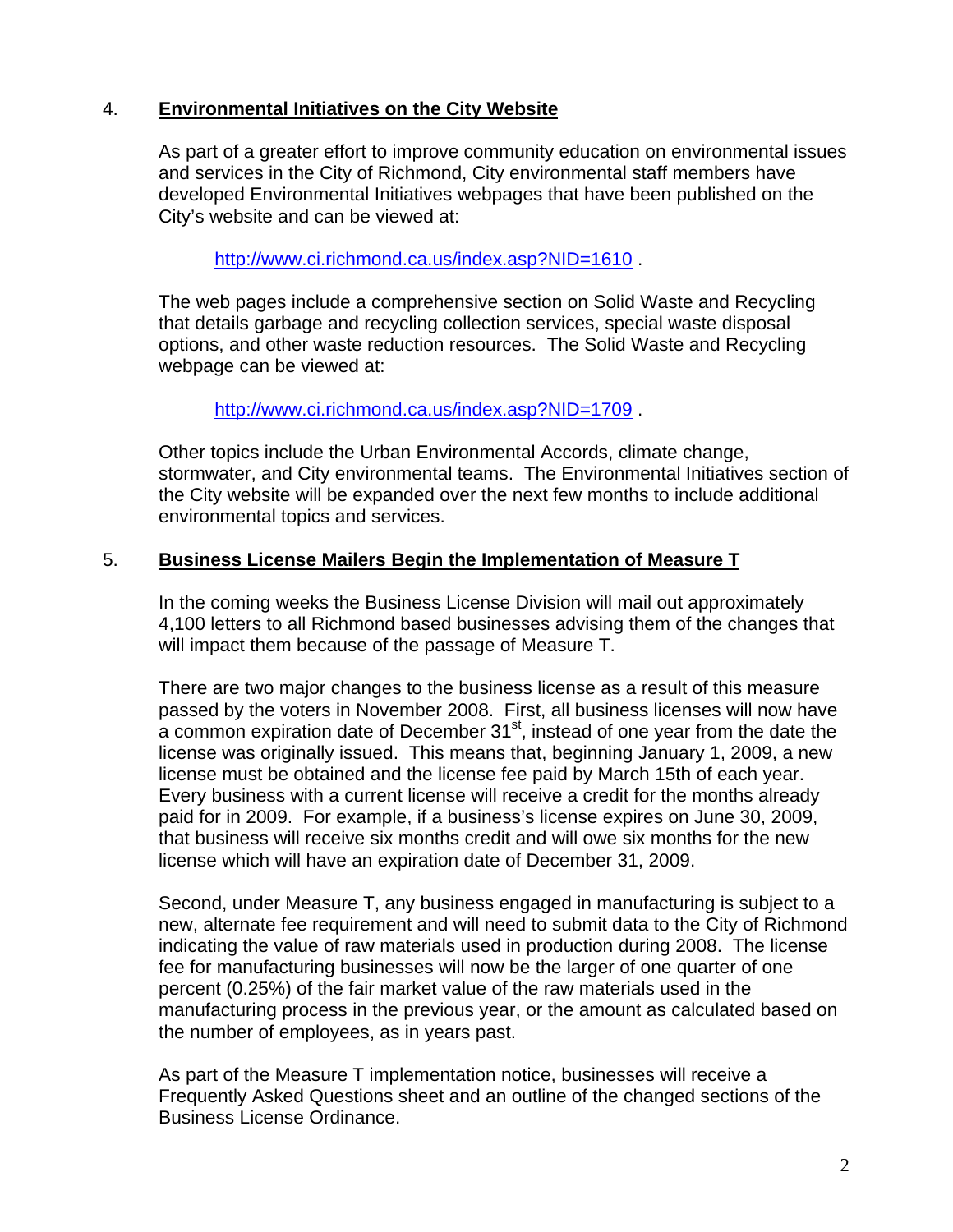4. **Environmental Initiatives on the City Website**

As part of a greater effort to improve community education on environmental issues and services in the City of Richmond, City environmental staff members have developed Environmental Initiatives webpages that have been published on the City's website and can be viewed at:

http://www.ci.richmond.ca.us/index.asp?NID=1610 .

The web pages include a comprehensive section on Solid Waste and Recycling that details garbage and recycling collection services, special waste disposal options, and other waste reduction resources. The Solid Waste and Recycling webpage can be viewed at:

http://www.ci.richmond.ca.us/index.asp?NID=1709 .

Other topics include the Urban Environmental Accords, climate change, stormwater, and City environmental teams. The Environmental Initiatives section of the City website will be expanded over the next few months to include additional environmental topics and services.

5. **Business License Mailers Begin the Implementation of Measure T**

In the coming weeks the Business License Division will mail out approximately 4,100 letters to all Richmond based businesses advising them of the changes that will impact them because of the passage of Measure T.

There are two major changes to the business license as a result of this measure passed by the voters in November 2008. First, all business licenses will now have a common expiration date of December 31st, instead of one year from the date the license was originally issued. This means that, beginning January 1, 2009, a new license must be obtained and the license fee paid by March 15th of each year. Every business with a current license will receive a credit for the months already paid for in 2009. For example, if a business's license expires on June 30, 2009, that business will receive six months credit and will owe six months for the new license which will have an expiration date of December 31, 2009.

Second, under Measure T, any business engaged in manufacturing is subject to a new, alternate fee requirement and will need to submit data to the City of Richmond indicating the value of raw materials used in production during 2008. The license fee for manufacturing businesses will now be the larger of one quarter of one percent (0.25%) of the fair market value of the raw materials used in the manufacturing process in the previous year, or the amount as calculated based on the number of employees, as in years past.

As part of the Measure T implementation notice, businesses will receive a Frequently Asked Questions sheet and an outline of the changed sections of the Business License Ordinance.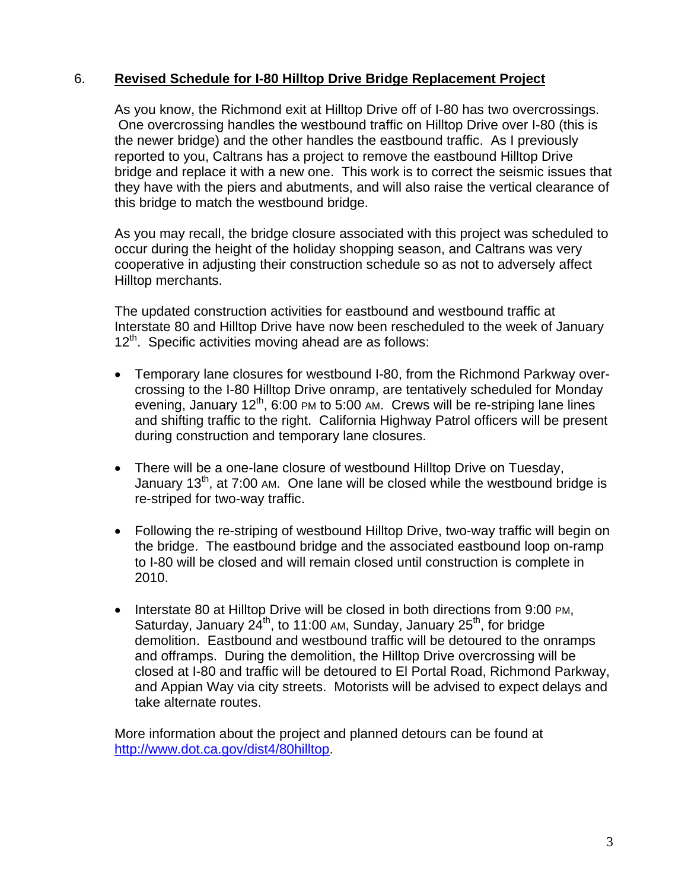6. **Revised Schedule for I-80 Hilltop Drive Bridge Replacement Project**

As you know, the Richmond exit at Hilltop Drive off of I-80 has two overcrossings. One overcrossing handles the westbound traffic on Hilltop Drive over I-80 (this is the newer bridge) and the other handles the eastbound traffic. As I previously reported to you, Caltrans has a project to remove the eastbound Hilltop Drive bridge and replace it with a new one. This work is to correct the seismic issues that they have with the piers and abutments, and will also raise the vertical clearance of this bridge to match the westbound bridge.

As you may recall, the bridge closure associated with this project was scheduled to occur during the height of the holiday shopping season, and Caltrans was very cooperative in adjusting their construction schedule so as not to adversely affect Hilltop merchants.

The updated construction activities for eastbound and westbound traffic at Interstate 80 and Hilltop Drive have now been rescheduled to the week of January 12th. Specific activities moving ahead are as follows:

- Temporary lane closures for westbound I-80, from the Richmond Parkway over-crossing to the I-80 Hilltop Drive onramp, are tentatively scheduled for Monday evening, January 12th, 6:00 PM to 5:00 AM. Crews will be re-striping lane lines and shifting traffic to the right. California Highway Patrol officers will be present during construction and temporary lane closures.

- There will be a one-lane closure of westbound Hilltop Drive on Tuesday, January 13th, at 7:00 AM. One lane will be closed while the westbound bridge is re-striped for two-way traffic.

- Following the re-striping of westbound Hilltop Drive, two-way traffic will begin on the bridge. The eastbound bridge and the associated eastbound loop on-ramp to I-80 will be closed and will remain closed until construction is complete in 2010.

- Interstate 80 at Hilltop Drive will be closed in both directions from 9:00 PM, Saturday, January 24th, to 11:00 AM, Sunday, January 25th, for bridge demolition. Eastbound and westbound traffic will be detoured to the onramps and offramps. During the demolition, the Hilltop Drive overcrossing will be closed at I-80 and traffic will be detoured to El Portal Road, Richmond Parkway, and Appian Way via city streets. Motorists will be advised to expect delays and take alternate routes.

More information about the project and planned detours can be found at [http://www.dot.ca.gov/dist4/80hilltop](http://www.dot.ca.gov/dist4/80hilltop).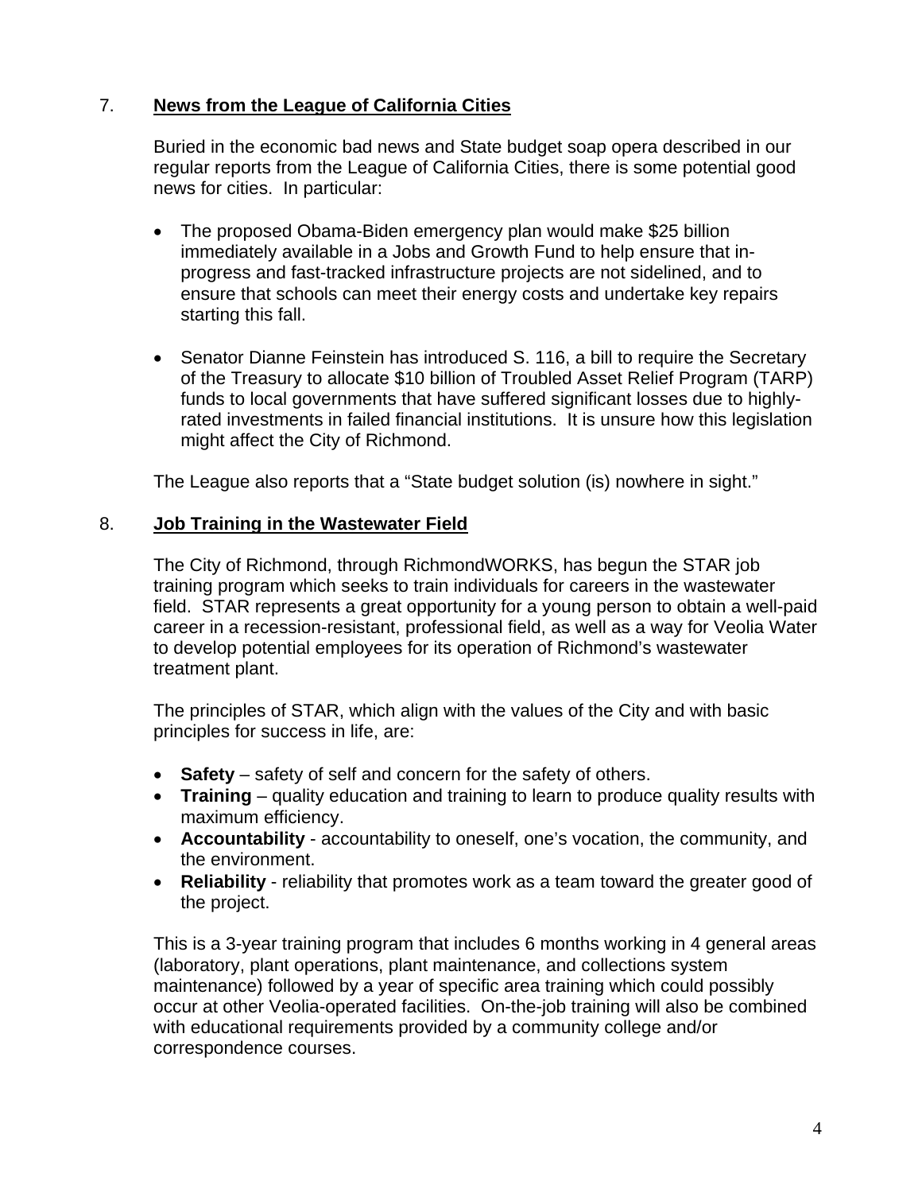7. **News from the League of California Cities**

Buried in the economic bad news and State budget soap opera described in our regular reports from the League of California Cities, there is some potential good news for cities. In particular:

- The proposed Obama-Biden emergency plan would make $25 billion immediately available in a Jobs and Growth Fund to help ensure that in-progress and fast-tracked infrastructure projects are not sidelined, and to ensure that schools can meet their energy costs and undertake key repairs starting this fall.
- Senator Dianne Feinstein has introduced S. 116, a bill to require the Secretary of the Treasury to allocate $10 billion of Troubled Asset Relief Program (TARP) funds to local governments that have suffered significant losses due to highly-rated investments in failed financial institutions. It is unsure how this legislation might affect the City of Richmond.

The League also reports that a "State budget solution (is) nowhere in sight."

8. **Job Training in the Wastewater Field**

The City of Richmond, through RichmondWORKS, has begun the STAR job training program which seeks to train individuals for careers in the wastewater field. STAR represents a great opportunity for a young person to obtain a well-paid career in a recession-resistant, professional field, as well as a way for Veolia Water to develop potential employees for its operation of Richmond's wastewater treatment plant.

The principles of STAR, which align with the values of the City and with basic principles for success in life, are:

- **Safety** – safety of self and concern for the safety of others.
- **Training** – quality education and training to learn to produce quality results with maximum efficiency.
- **Accountability** - accountability to oneself, one's vocation, the community, and the environment.
- **Reliability** - reliability that promotes work as a team toward the greater good of the project.

This is a 3-year training program that includes 6 months working in 4 general areas (laboratory, plant operations, plant maintenance, and collections system maintenance) followed by a year of specific area training which could possibly occur at other Veolia-operated facilities. On-the-job training will also be combined with educational requirements provided by a community college and/or correspondence courses.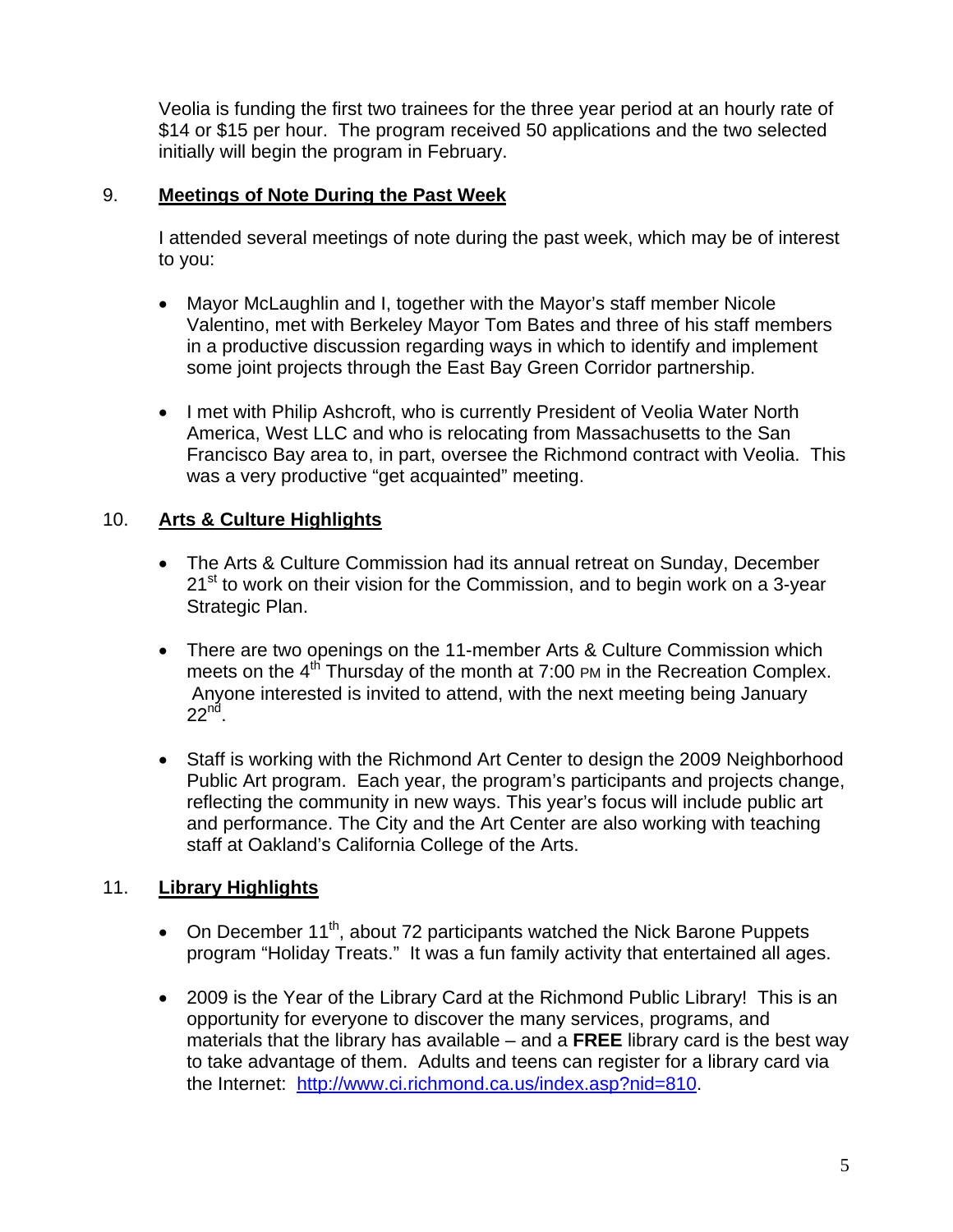Veolia is funding the first two trainees for the three year period at an hourly rate of $14 or $15 per hour. The program received 50 applications and the two selected initially will begin the program in February.

## 9. Meetings of Note During the Past Week

I attended several meetings of note during the past week, which may be of interest to you:

- Mayor McLaughlin and I, together with the Mayor's staff member Nicole Valentino, met with Berkeley Mayor Tom Bates and three of his staff members in a productive discussion regarding ways in which to identify and implement some joint projects through the East Bay Green Corridor partnership.

- I met with Philip Ashcroft, who is currently President of Veolia Water North America, West LLC and who is relocating from Massachusetts to the San Francisco Bay area to, in part, oversee the Richmond contract with Veolia. This was a very productive "get acquainted" meeting.

## 10. Arts & Culture Highlights

- The Arts & Culture Commission had its annual retreat on Sunday, December 21st to work on their vision for the Commission, and to begin work on a 3-year Strategic Plan.

- There are two openings on the 11-member Arts & Culture Commission which meets on the 4th Thursday of the month at 7:00 PM in the Recreation Complex. Anyone interested is invited to attend, with the next meeting being January 22nd.

- Staff is working with the Richmond Art Center to design the 2009 Neighborhood Public Art program. Each year, the program's participants and projects change, reflecting the community in new ways. This year's focus will include public art and performance. The City and the Art Center are also working with teaching staff at Oakland's California College of the Arts.

## 11. Library Highlights

- On December 11th, about 72 participants watched the Nick Barone Puppets program "Holiday Treats." It was a fun family activity that entertained all ages.

- 2009 is the Year of the Library Card at the Richmond Public Library! This is an opportunity for everyone to discover the many services, programs, and materials that the library has available – and a **FREE** library card is the best way to take advantage of them. Adults and teens can register for a library card via the Internet: http://www.ci.richmond.ca.us/index.asp?nid=810.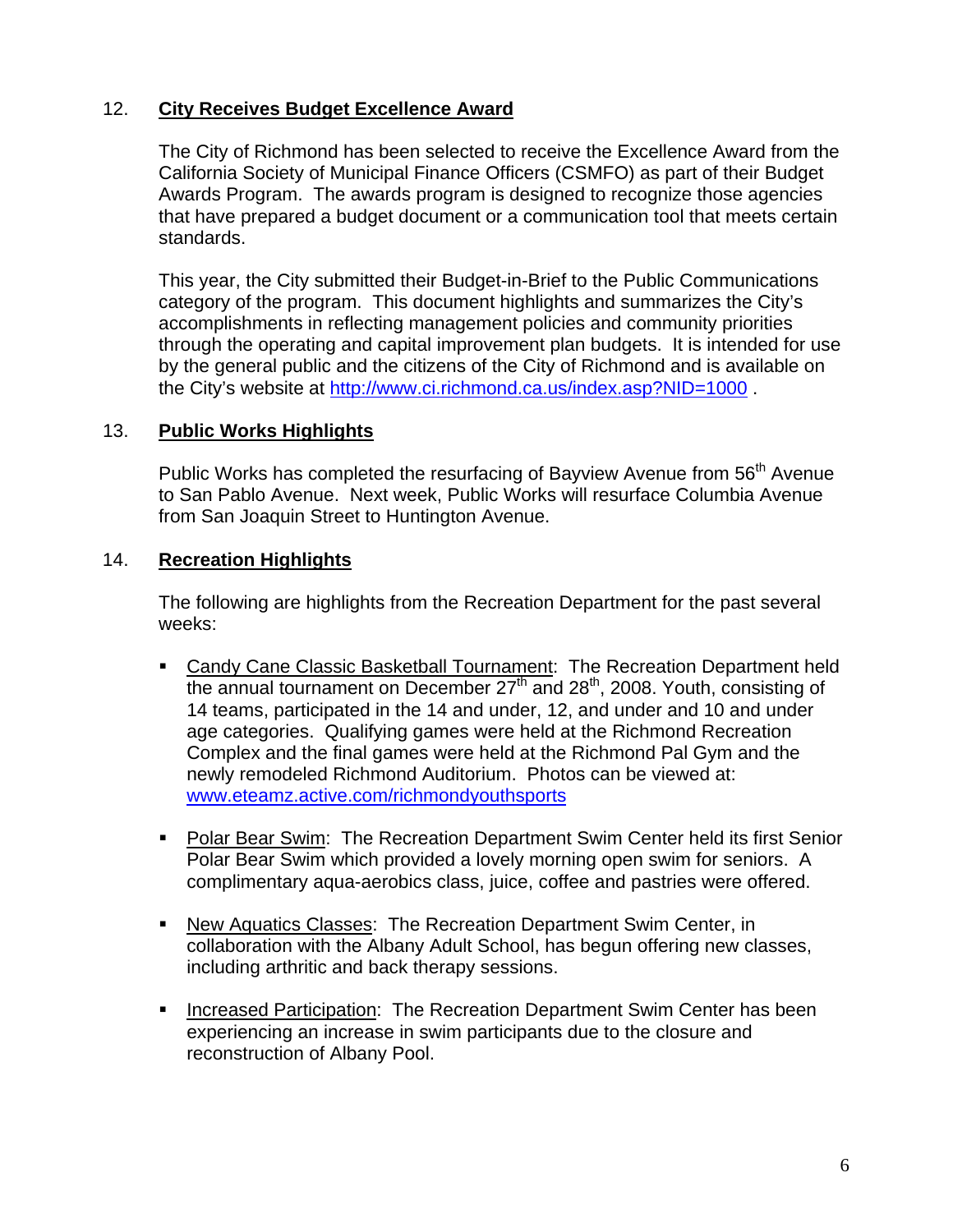12. **City Receives Budget Excellence Award**

The City of Richmond has been selected to receive the Excellence Award from the California Society of Municipal Finance Officers (CSMFO) as part of their Budget Awards Program. The awards program is designed to recognize those agencies that have prepared a budget document or a communication tool that meets certain standards.

This year, the City submitted their Budget-in-Brief to the Public Communications category of the program. This document highlights and summarizes the City's accomplishments in reflecting management policies and community priorities through the operating and capital improvement plan budgets. It is intended for use by the general public and the citizens of the City of Richmond and is available on the City's website at http://www.ci.richmond.ca.us/index.asp?NID=1000 .

13. **Public Works Highlights**

Public Works has completed the resurfacing of Bayview Avenue from 56th Avenue to San Pablo Avenue. Next week, Public Works will resurface Columbia Avenue from San Joaquin Street to Huntington Avenue.

14. **Recreation Highlights**

The following are highlights from the Recreation Department for the past several weeks:

- Candy Cane Classic Basketball Tournament: The Recreation Department held the annual tournament on December 27th and 28th, 2008. Youth, consisting of 14 teams, participated in the 14 and under, 12, and under and 10 and under age categories. Qualifying games were held at the Richmond Recreation Complex and the final games were held at the Richmond Pal Gym and the newly remodeled Richmond Auditorium. Photos can be viewed at: www.eteamz.active.com/richmondyouthsports

- Polar Bear Swim: The Recreation Department Swim Center held its first Senior Polar Bear Swim which provided a lovely morning open swim for seniors. A complimentary aqua-aerobics class, juice, coffee and pastries were offered.

- New Aquatics Classes: The Recreation Department Swim Center, in collaboration with the Albany Adult School, has begun offering new classes, including arthritic and back therapy sessions.

- Increased Participation: The Recreation Department Swim Center has been experiencing an increase in swim participants due to the closure and reconstruction of Albany Pool.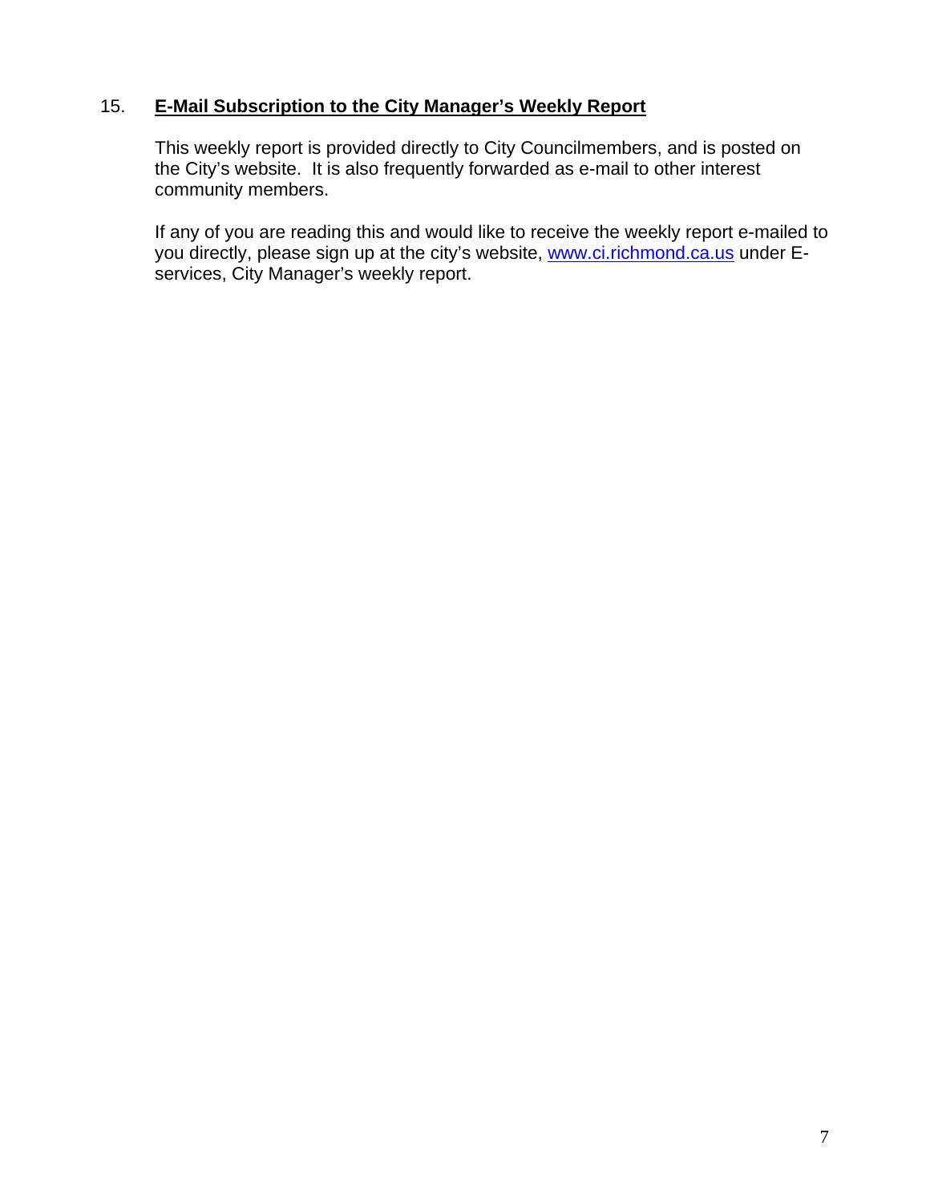## 15. **E-Mail Subscription to the City Manager's Weekly Report**

This weekly report is provided directly to City Councilmembers, and is posted on the City's website. It is also frequently forwarded as e-mail to other interest community members.

If any of you are reading this and would like to receive the weekly report e-mailed to you directly, please sign up at the city's website, [www.ci.richmond.ca.us](http://www.ci.richmond.ca.us) under E-services, City Manager's weekly report.